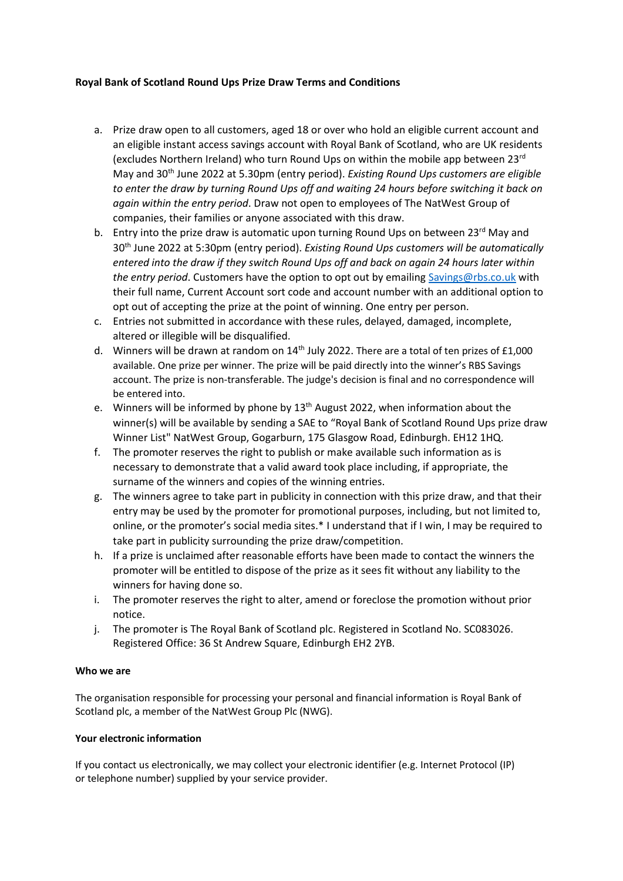**Royal Bank of Scotland Round Ups Prize Draw Terms and Conditions**

a. Prize draw open to all customers, aged 18 or over who hold an eligible current account and an eligible instant access savings account with Royal Bank of Scotland, who are UK residents (excludes Northern Ireland) who turn Round Ups on within the mobile app between 23rd May and 30th June 2022 at 5.30pm (entry period). *Existing Round Ups customers are eligible to enter the draw by turning Round Ups off and waiting 24 hours before switching it back on again within the entry period*. Draw not open to employees of The NatWest Group of companies, their families or anyone associated with this draw.

b. Entry into the prize draw is automatic upon turning Round Ups on between 23rd May and 30th June 2022 at 5:30pm (entry period). *Existing Round Ups customers will be automatically entered into the draw if they switch Round Ups off and back on again 24 hours later within the entry period*. Customers have the option to opt out by emailing Savings@rbs.co.uk with their full name, Current Account sort code and account number with an additional option to opt out of accepting the prize at the point of winning. One entry per person.

c. Entries not submitted in accordance with these rules, delayed, damaged, incomplete, altered or illegible will be disqualified.

d. Winners will be drawn at random on 14th July 2022. There are a total of ten prizes of £1,000 available. One prize per winner. The prize will be paid directly into the winner's RBS Savings account. The prize is non-transferable. The judge's decision is final and no correspondence will be entered into.

e. Winners will be informed by phone by 13th August 2022, when information about the winner(s) will be available by sending a SAE to "Royal Bank of Scotland Round Ups prize draw Winner List" NatWest Group, Gogarburn, 175 Glasgow Road, Edinburgh. EH12 1HQ.

f. The promoter reserves the right to publish or make available such information as is necessary to demonstrate that a valid award took place including, if appropriate, the surname of the winners and copies of the winning entries.

g. The winners agree to take part in publicity in connection with this prize draw, and that their entry may be used by the promoter for promotional purposes, including, but not limited to, online, or the promoter's social media sites.* I understand that if I win, I may be required to take part in publicity surrounding the prize draw/competition.

h. If a prize is unclaimed after reasonable efforts have been made to contact the winners the promoter will be entitled to dispose of the prize as it sees fit without any liability to the winners for having done so.

i. The promoter reserves the right to alter, amend or foreclose the promotion without prior notice.

j. The promoter is The Royal Bank of Scotland plc. Registered in Scotland No. SC083026. Registered Office: 36 St Andrew Square, Edinburgh EH2 2YB.

**Who we are**

The organisation responsible for processing your personal and financial information is Royal Bank of Scotland plc, a member of the NatWest Group Plc (NWG).

**Your electronic information**

If you contact us electronically, we may collect your electronic identifier (e.g. Internet Protocol (IP) or telephone number) supplied by your service provider.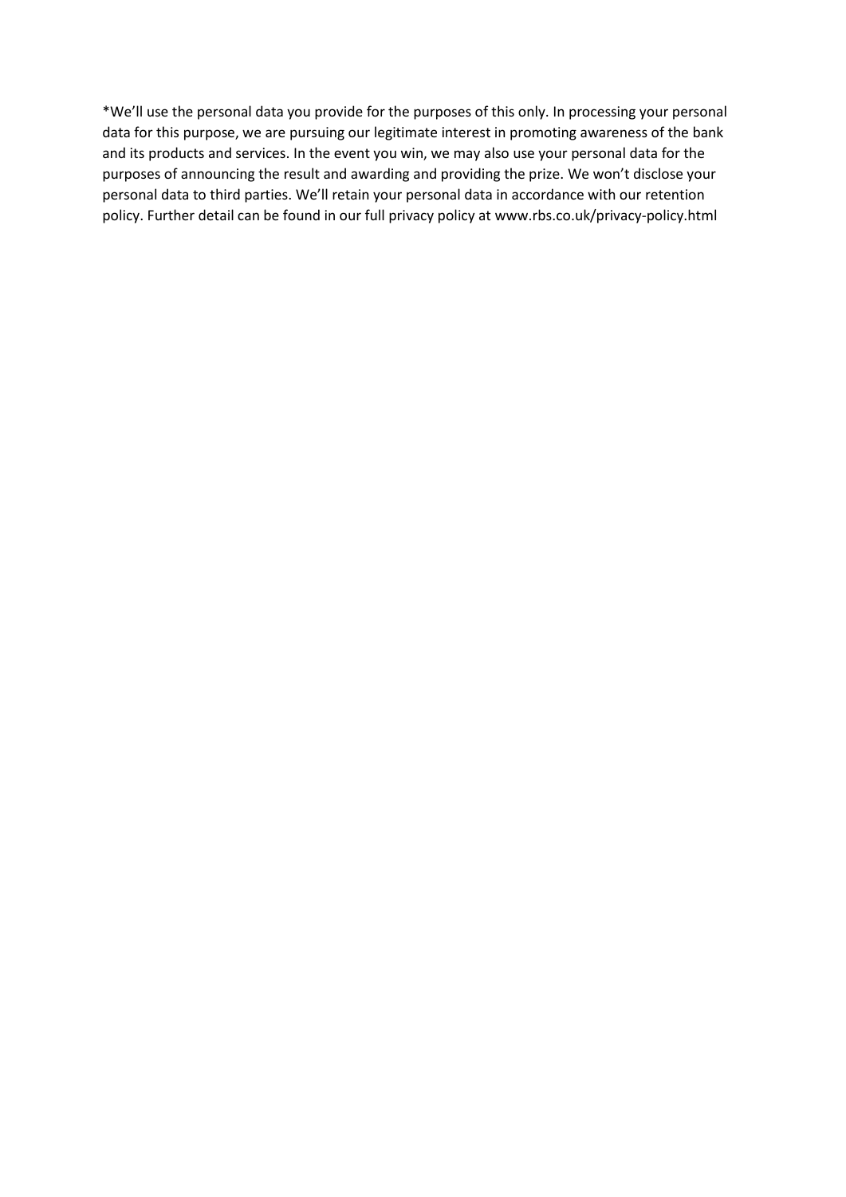*We'll use the personal data you provide for the purposes of this only. In processing your personal data for this purpose, we are pursuing our legitimate interest in promoting awareness of the bank and its products and services. In the event you win, we may also use your personal data for the purposes of announcing the result and awarding and providing the prize. We won't disclose your personal data to third parties. We'll retain your personal data in accordance with our retention policy. Further detail can be found in our full privacy policy at www.rbs.co.uk/privacy-policy.html